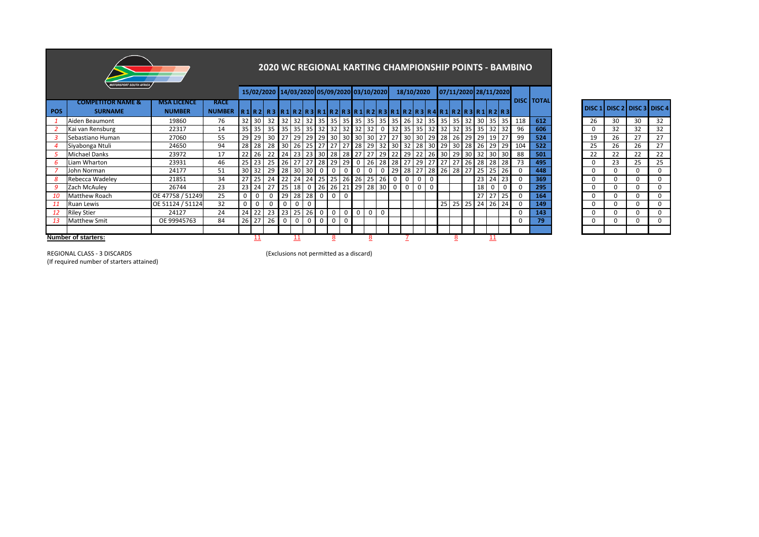# 2020 WC REGIONAL KARTING CHAMPIONSHIP POINTS - BAMBINO

| POS | COMPETITOR NAME & SURNAME | MSA LICENCE NUMBER | RACE NUMBER | 15/02/2020 | | | 14/03/2020 | | | 05/09/2020 | | | 03/10/2020 | | | 18/10/2020 | | | | 07/11/2020 | | | 28/11/2020 | | | DISC | TOTAL |
|---|---|---|---|---|---|---|---|---|---|---|---|---|---|---|---|---|---|---|---|---|---|---|---|---|---|---|---|
| | | | | R 1 | R 2 | R 3 | R 1 | R 2 | R 3 | R 1 | R 2 | R 3 | R 1 | R 2 | R 3 | R 1 | R 2 | R 3 | R 4 | R 1 | R 2 | R 3 | R 1 | R 2 | R 3 | | |
| 1 | Aiden Beaumont | 19860 | 76 | 32 | 30 | 32 | 32 | 32 | 32 | 35 | 35 | 35 | 35 | 35 | 35 | 35 | 26 | 32 | 35 | 35 | 35 | 32 | 30 | 35 | 35 | 118 | 612 |
| 2 | Kai van Rensburg | 22317 | 14 | 35 | 35 | 35 | 35 | 35 | 35 | 32 | 32 | 32 | 32 | 32 | 0 | 32 | 35 | 35 | 32 | 32 | 32 | 35 | 35 | 32 | 32 | 96 | 606 |
| 3 | Sebastiano Human | 27060 | 55 | 29 | 29 | 30 | 27 | 29 | 29 | 29 | 30 | 30 | 30 | 30 | 27 | 27 | 30 | 30 | 29 | 28 | 26 | 29 | 29 | 19 | 27 | 99 | 524 |
| 4 | Siyabonga Ntuli | 24650 | 94 | 28 | 28 | 28 | 30 | 26 | 25 | 27 | 27 | 27 | 28 | 29 | 32 | 30 | 32 | 28 | 30 | 29 | 30 | 28 | 26 | 29 | 29 | 104 | 522 |
| 5 | Michael Danks | 23972 | 17 | 22 | 26 | 22 | 24 | 23 | 23 | 30 | 28 | 28 | 27 | 27 | 29 | 22 | 29 | 22 | 26 | 30 | 29 | 30 | 32 | 30 | 30 | 88 | 501 |
| 6 | Liam Wharton | 23931 | 46 | 25 | 23 | 25 | 26 | 27 | 27 | 28 | 29 | 29 | 0 | 26 | 28 | 28 | 27 | 29 | 27 | 27 | 27 | 26 | 28 | 28 | 28 | 73 | 495 |
| 7 | John Norman | 24177 | 51 | 30 | 32 | 29 | 28 | 30 | 30 | 0 | 0 | 0 | 0 | 0 | 0 | 29 | 28 | 27 | 28 | 26 | 28 | 27 | 25 | 25 | 26 | 0 | 448 |
| 8 | Rebecca Wadeley | 21851 | 34 | 27 | 25 | 24 | 22 | 24 | 24 | 25 | 25 | 26 | 26 | 25 | 26 | 0 | 0 | 0 | 0 | | | | 23 | 24 | 23 | 0 | 369 |
| 9 | Zach McAuley | 26744 | 23 | 23 | 24 | 27 | 25 | 18 | 0 | 26 | 26 | 21 | 29 | 28 | 30 | 0 | 0 | 0 | 0 | | | | 18 | 0 | 0 | 0 | 295 |
| 10 | Matthew Roach | OE 47758 / 51249 | 25 | 0 | 0 | 0 | 29 | 28 | 28 | 0 | 0 | 0 | | | | | | | | | | | 27 | 27 | 25 | 0 | 164 |
| 11 | Ruan Lewis | OE 51124 / 51124 | 32 | 0 | 0 | 0 | 0 | 0 | 0 | | | | | | | | | | | 25 | 25 | 25 | 24 | 26 | 24 | 0 | 149 |
| 12 | Riley Stier | 24127 | 24 | 24 | 22 | 23 | 23 | 25 | 26 | 0 | 0 | 0 | 0 | 0 | 0 | | | | | | | | | | | 0 | 143 |
| 13 | Matthew Smit | OE 99945763 | 84 | 26 | 27 | 26 | 0 | 0 | 0 | 0 | 0 | 0 | | | | | | | | | | | | | | 0 | 79 |
| **Number of starters:** | | | | | 11 | | | 11 | | | 8 | | | 8 | | | 7 | | | | 8 | | | 11 | | | |

| DISC 1 | DISC 2 | DISC 3 | DISC 4 |
|---|---|---|---|
| 26 | 30 | 30 | 32 |
| 0 | 32 | 32 | 32 |
| 19 | 26 | 27 | 27 |
| 25 | 26 | 26 | 27 |
| 22 | 22 | 22 | 22 |
| 0 | 23 | 25 | 25 |
| 0 | 0 | 0 | 0 |
| 0 | 0 | 0 | 0 |
| 0 | 0 | 0 | 0 |
| 0 | 0 | 0 | 0 |
| 0 | 0 | 0 | 0 |
| 0 | 0 | 0 | 0 |
| 0 | 0 | 0 | 0 |

REGIONAL CLASS - 3 DISCARDS
(If required number of starters attained)

(Exclusions not permitted as a discard)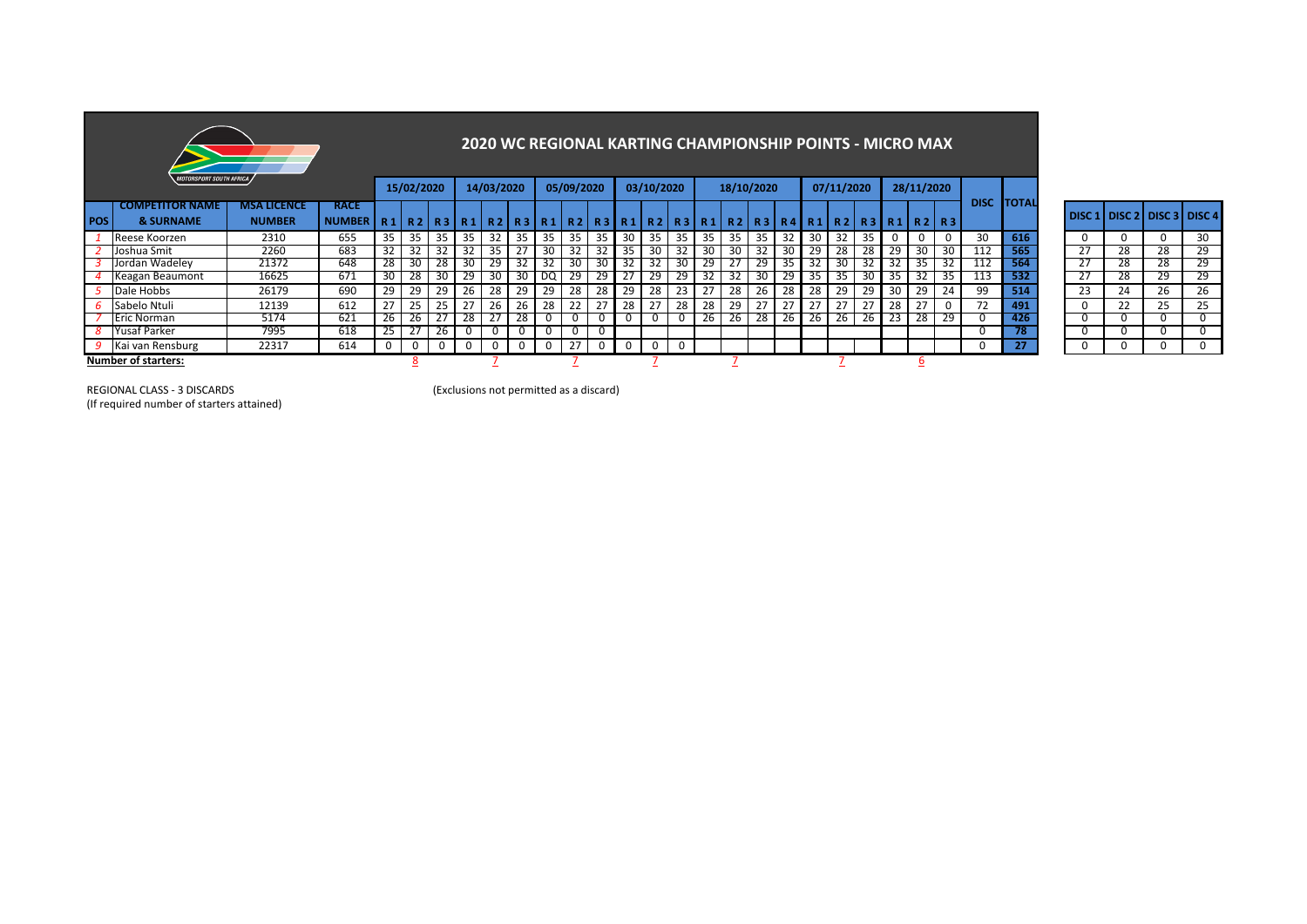# 2020 WC REGIONAL KARTING CHAMPIONSHIP POINTS - MICRO MAX

| POS | COMPETITOR NAME & SURNAME | MSA LICENCE NUMBER | RACE NUMBER | 15/02/2020 | | | 14/03/2020 | | | 05/09/2020 | | | 03/10/2020 | | | 18/10/2020 | | | | 07/11/2020 | | | 28/11/2020 | | | DISC | TOTAL |
|---|---|---|---|---|---|---|---|---|---|---|---|---|---|---|---|---|---|---|---|---|---|---|---|---|---|---|---|
| | | | | R 1 | R 2 | R 3 | R 1 | R 2 | R 3 | R 1 | R 2 | R 3 | R 1 | R 2 | R 3 | R 1 | R 2 | R 3 | R 4 | R 1 | R 2 | R 3 | R 1 | R 2 | R 3 | | |
| *1* | Reese Koorzen | 2310 | 655 | 35 | 35 | 35 | 35 | 32 | 35 | 35 | 35 | 35 | 30 | 35 | 35 | 35 | 35 | 35 | 32 | 30 | 32 | 35 | 0 | 0 | 0 | 30 | **616** |
| *2* | Joshua Smit | 2260 | 683 | 32 | 32 | 32 | 32 | 35 | 27 | 30 | 32 | 32 | 35 | 30 | 32 | 30 | 30 | 32 | 30 | 29 | 28 | 28 | 29 | 30 | 30 | 112 | **565** |
| *3* | Jordan Wadeley | 21372 | 648 | 28 | 30 | 28 | 30 | 29 | 32 | 32 | 30 | 30 | 32 | 32 | 30 | 29 | 27 | 29 | 35 | 32 | 30 | 32 | 32 | 35 | 32 | 112 | **564** |
| *4* | Keagan Beaumont | 16625 | 671 | 30 | 28 | 30 | 29 | 30 | 30 | DQ | 29 | 29 | 27 | 29 | 29 | 32 | 32 | 30 | 29 | 35 | 35 | 30 | 35 | 32 | 35 | 113 | **532** |
| *5* | Dale Hobbs | 26179 | 690 | 29 | 29 | 29 | 26 | 28 | 29 | 29 | 28 | 28 | 29 | 28 | 23 | 27 | 28 | 26 | 28 | 28 | 29 | 29 | 30 | 29 | 24 | 99 | **514** |
| *6* | Sabelo Ntuli | 12139 | 612 | 27 | 25 | 25 | 27 | 26 | 26 | 28 | 22 | 27 | 28 | 27 | 28 | 28 | 29 | 27 | 27 | 27 | 27 | 27 | 28 | 27 | 0 | 72 | **491** |
| *7* | Eric Norman | 5174 | 621 | 26 | 26 | 27 | 28 | 27 | 28 | 0 | 0 | 0 | 0 | 0 | 0 | 26 | 26 | 28 | 26 | 26 | 26 | 26 | 23 | 28 | 29 | 0 | **426** |
| *8* | Yusaf Parker | 7995 | 618 | 25 | 27 | 26 | 0 | 0 | 0 | 0 | 0 | 0 | | | | | | | | | | | | | | 0 | **78** |
| *9* | Kai van Rensburg | 22317 | 614 | 0 | 0 | 0 | 0 | 0 | 0 | 0 | 27 | 0 | 0 | 0 | 0 | | | | | | | | | | | 0 | **27** |
| **Number of starters:** | | | | | 8 | | | 7 | | | 7 | | | 7 | | | 7 | | | | 7 | | | 6 | | | |

| DISC 1 | DISC 2 | DISC 3 | DISC 4 |
|---|---|---|---|
| 0 | 0 | 0 | 30 |
| 27 | 28 | 28 | 29 |
| 27 | 28 | 28 | 29 |
| 27 | 28 | 29 | 29 |
| 23 | 24 | 26 | 26 |
| 0 | 22 | 25 | 25 |
| 0 | 0 | 0 | 0 |
| 0 | 0 | 0 | 0 |
| 0 | 0 | 0 | 0 |

REGIONAL CLASS - 3 DISCARDS
(If required number of starters attained)

(Exclusions not permitted as a discard)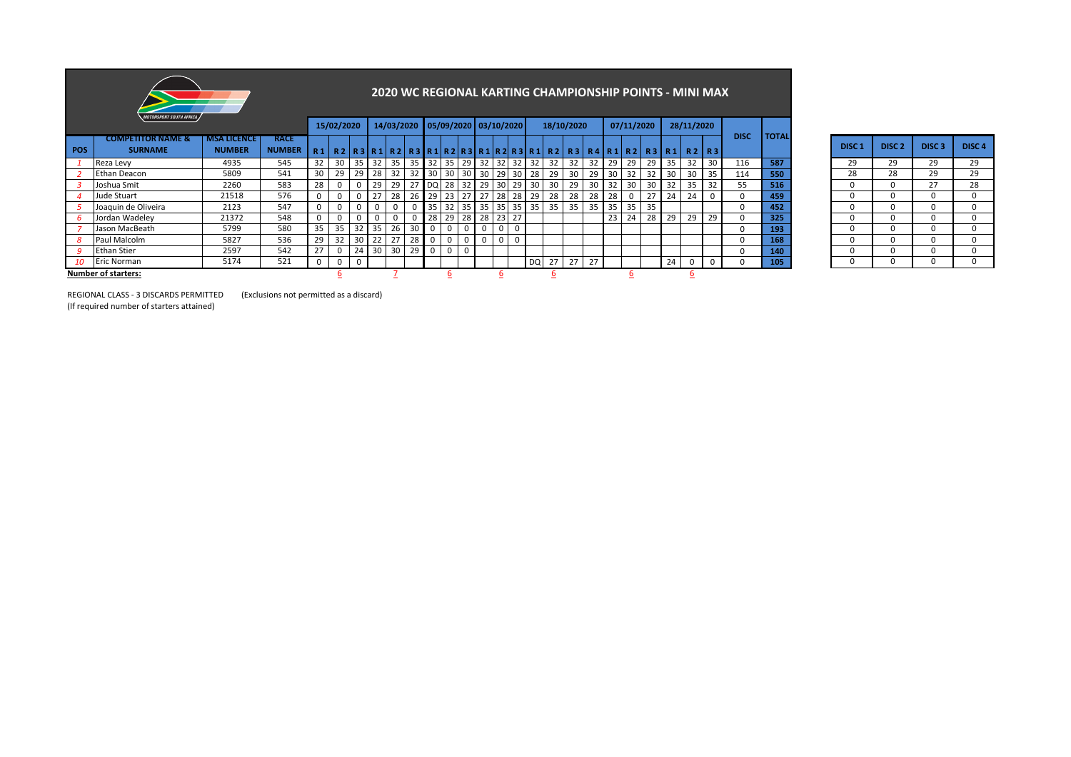# 2020 WC REGIONAL KARTING CHAMPIONSHIP POINTS - MINI MAX

| POS | COMPETITOR NAME & SURNAME | MSA LICENCE NUMBER | RACE NUMBER | 15/02/2020 | | | 14/03/2020 | | | 05/09/2020 | | | 03/10/2020 | | | 18/10/2020 | | | | 07/11/2020 | | | 28/11/2020 | | | DISC | TOTAL |
|---|---|---|---|---|---|---|---|---|---|---|---|---|---|---|---|---|---|---|---|---|---|---|---|---|---|---|---|
| | | | | R 1 | R 2 | R 3 | R 1 | R 2 | R 3 | R 1 | R 2 | R 3 | R 1 | R 2 | R 3 | R 1 | R 2 | R 3 | R 4 | R 1 | R 2 | R 3 | R 1 | R 2 | R 3 | | |
| *1* | Reza Levy | 4935 | 545 | 32 | 30 | 35 | 32 | 35 | 35 | 32 | 35 | 29 | 32 | 32 | 32 | 32 | 32 | 32 | 32 | 29 | 29 | 29 | 35 | 32 | 30 | 116 | **587** |
| *2* | Ethan Deacon | 5809 | 541 | 30 | 29 | 29 | 28 | 32 | 32 | 30 | 30 | 30 | 30 | 29 | 30 | 28 | 29 | 30 | 29 | 30 | 32 | 32 | 30 | 30 | 35 | 114 | **550** |
| *3* | Joshua Smit | 2260 | 583 | 28 | 0 | 0 | 29 | 29 | 27 | DQ | 28 | 32 | 29 | 30 | 29 | 30 | 30 | 29 | 30 | 32 | 30 | 30 | 32 | 35 | 32 | 55 | **516** |
| *4* | Jude Stuart | 21518 | 576 | 0 | 0 | 0 | 27 | 28 | 26 | 29 | 23 | 27 | 27 | 28 | 28 | 29 | 28 | 28 | 28 | 28 | 0 | 27 | 24 | 24 | 0 | 0 | **459** |
| *5* | Joaquin de Oliveira | 2123 | 547 | 0 | 0 | 0 | 0 | 0 | 0 | 35 | 32 | 35 | 35 | 35 | 35 | 35 | 35 | 35 | 35 | 35 | 35 | 35 | | | | 0 | **452** |
| *6* | Jordan Wadeley | 21372 | 548 | 0 | 0 | 0 | 0 | 0 | 0 | 28 | 29 | 28 | 28 | 23 | 27 | | | | | 23 | 24 | 28 | 29 | 29 | 29 | 0 | **325** |
| *7* | Jason MacBeath | 5799 | 580 | 35 | 35 | 32 | 35 | 26 | 30 | 0 | 0 | 0 | 0 | 0 | 0 | | | | | | | | | | | 0 | **193** |
| *8* | Paul Malcolm | 5827 | 536 | 29 | 32 | 30 | 22 | 27 | 28 | 0 | 0 | 0 | 0 | 0 | 0 | | | | | | | | | | | 0 | **168** |
| *9* | Ethan Stier | 2597 | 542 | 27 | 0 | 24 | 30 | 30 | 29 | 0 | 0 | 0 | | | | | | | | | | | | | | 0 | **140** |
| *10* | Eric Norman | 5174 | 521 | 0 | 0 | 0 | | | | | | | | | | DQ | 27 | 27 | 27 | | | | 24 | 0 | 0 | 0 | **105** |
| **Number of starters:** | | | | | 6 | | | 7 | | | 6 | | | 6 | | | 6 | | | | 6 | | | 6 | | | |

| DISC 1 | DISC 2 | DISC 3 | DISC 4 |
|---|---|---|---|
| 29 | 29 | 29 | 29 |
| 28 | 28 | 29 | 29 |
| 0 | 0 | 27 | 28 |
| 0 | 0 | 0 | 0 |
| 0 | 0 | 0 | 0 |
| 0 | 0 | 0 | 0 |
| 0 | 0 | 0 | 0 |
| 0 | 0 | 0 | 0 |
| 0 | 0 | 0 | 0 |
| 0 | 0 | 0 | 0 |

REGIONAL CLASS - 3 DISCARDS PERMITTED (Exclusions not permitted as a discard)
(If required number of starters attained)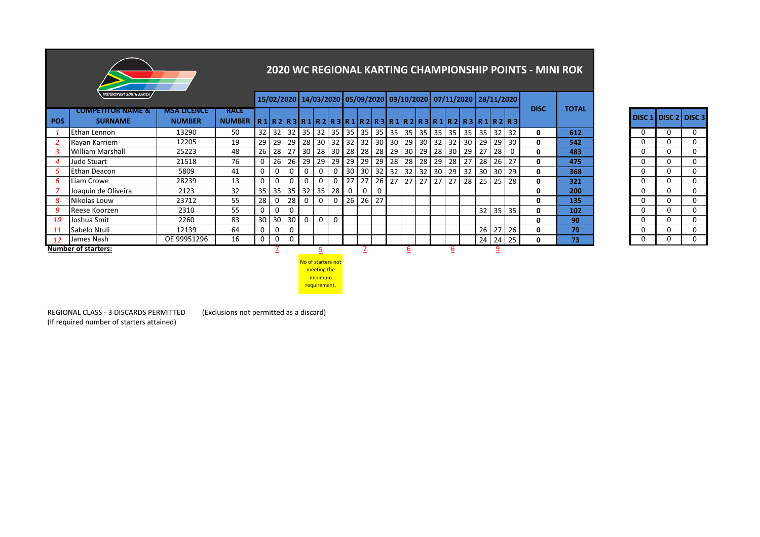## 2020 WC REGIONAL KARTING CHAMPIONSHIP POINTS - MINI ROK

MOTORSPORT SOUTH AFRICA

| POS | COMPETITOR NAME & SURNAME | MSA LICENCE NUMBER | RACE NUMBER | 15/02/2020 R 1 | R 2 | R 3 | 14/03/2020 R 1 | R 2 | R 3 | 05/09/2020 R 1 | R 2 | R 3 | 03/10/2020 R 1 | R 2 | R 3 | 07/11/2020 R 1 | R 2 | R 3 | 28/11/2020 R 1 | R 2 | R 3 | DISC | TOTAL |
|---|---|---|---|---|---|---|---|---|---|---|---|---|---|---|---|---|---|---|---|---|---|---|---|
| 1 | Ethan Lennon | 13290 | 50 | 32 | 32 | 32 | 35 | 32 | 35 | 35 | 35 | 35 | 35 | 35 | 35 | 35 | 35 | 35 | 35 | 32 | 32 | 0 | 612 |
| 2 | Rayan Karriem | 12205 | 19 | 29 | 29 | 29 | 28 | 30 | 32 | 32 | 32 | 30 | 30 | 29 | 30 | 32 | 32 | 30 | 29 | 29 | 30 | 0 | 542 |
| 3 | William Marshall | 25223 | 48 | 26 | 28 | 27 | 30 | 28 | 30 | 28 | 28 | 28 | 29 | 30 | 29 | 28 | 30 | 29 | 27 | 28 | 0 | 0 | 483 |
| 4 | Jude Stuart | 21518 | 76 | 0 | 26 | 26 | 29 | 29 | 29 | 29 | 29 | 29 | 28 | 28 | 28 | 29 | 28 | 27 | 28 | 26 | 27 | 0 | 475 |
| 5 | Ethan Deacon | 5809 | 41 | 0 | 0 | 0 | 0 | 0 | 0 | 30 | 30 | 32 | 32 | 32 | 32 | 30 | 29 | 32 | 30 | 30 | 29 | 0 | 368 |
| 6 | Liam Crowe | 28239 | 13 | 0 | 0 | 0 | 0 | 0 | 0 | 27 | 27 | 26 | 27 | 27 | 27 | 27 | 27 | 28 | 25 | 25 | 28 | 0 | 321 |
| 7 | Joaquin de Oliveira | 2123 | 32 | 35 | 35 | 35 | 32 | 35 | 28 | 0 | 0 | 0 | | | | | | | | | | 0 | 200 |
| 8 | Nikolas Louw | 23712 | 55 | 28 | 0 | 28 | 0 | 0 | 0 | 26 | 26 | 27 | | | | | | | | | | 0 | 135 |
| 9 | Reese Koorzen | 2310 | 55 | 0 | 0 | 0 | | | | | | | | | | | | | 32 | 35 | 35 | 0 | 102 |
| 10 | Joshua Smit | 2260 | 83 | 30 | 30 | 30 | 0 | 0 | 0 | | | | | | | | | | | | | 0 | 90 |
| 11 | Sabelo Ntuli | 12139 | 64 | 0 | 0 | 0 | | | | | | | | | | | | | 26 | 27 | 26 | 0 | 79 |
| 12 | James Nash | OE 99951296 | 16 | 0 | 0 | 0 | | | | | | | | | | | | | 24 | 24 | 25 | 0 | 73 |
| **Number of starters:** | | | | | 7 | | | 5 | | | 7 | | | 6 | | | 6 | | | 9 | | | |

No of starters not meeting the minimum requirement.

| DISC 1 | DISC 2 | DISC 3 |
|---|---|---|
| 0 | 0 | 0 |
| 0 | 0 | 0 |
| 0 | 0 | 0 |
| 0 | 0 | 0 |
| 0 | 0 | 0 |
| 0 | 0 | 0 |
| 0 | 0 | 0 |
| 0 | 0 | 0 |
| 0 | 0 | 0 |
| 0 | 0 | 0 |
| 0 | 0 | 0 |
| 0 | 0 | 0 |

REGIONAL CLASS - 3 DISCARDS PERMITTED (Exclusions not permitted as a discard)
(If required number of starters attained)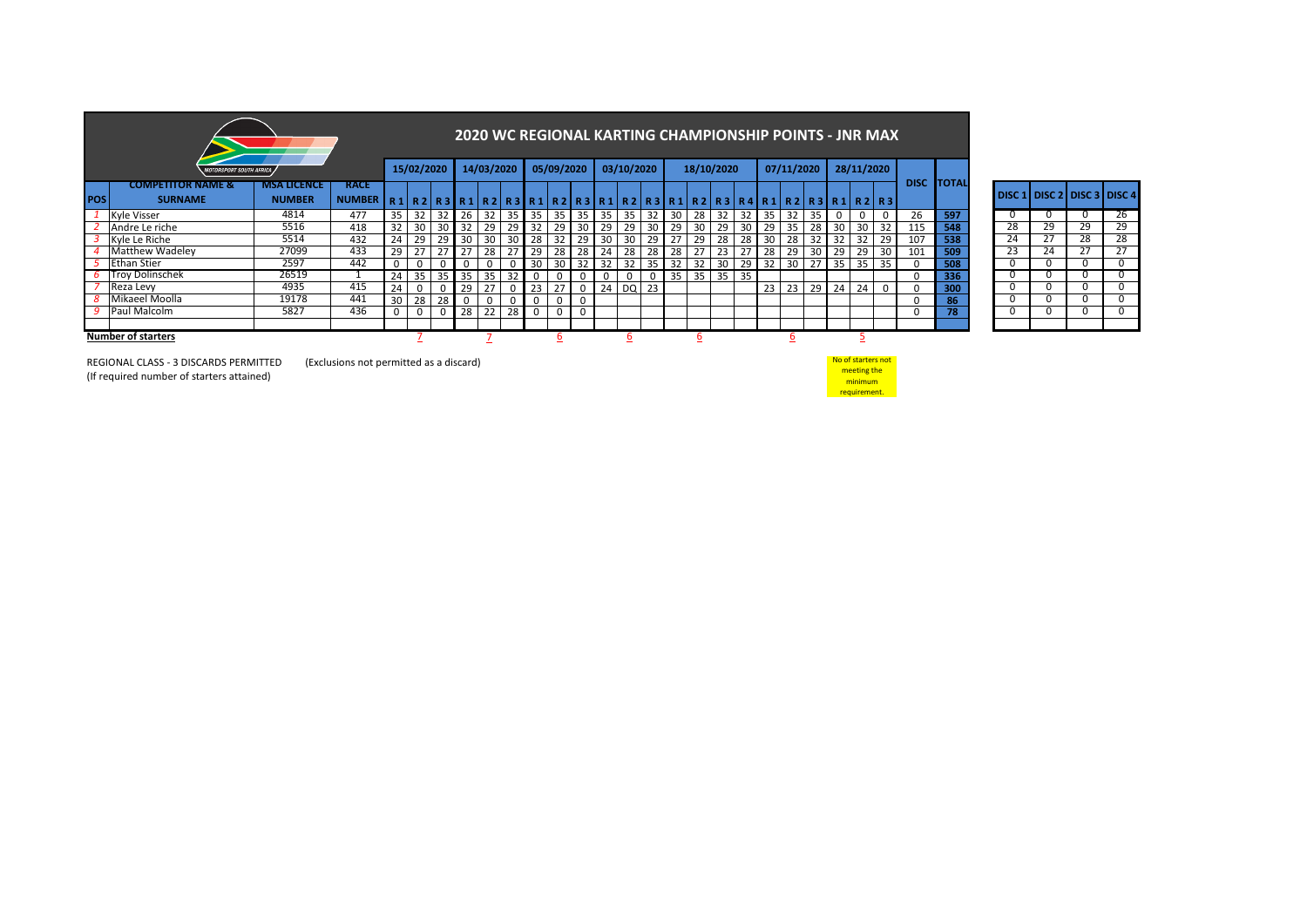# 2020 WC REGIONAL KARTING CHAMPIONSHIP POINTS - JNR MAX

MOTORSPORT SOUTH AFRICA

| POS | COMPETITOR NAME & SURNAME | MSA LICENCE NUMBER | RACE NUMBER | 15/02/2020 | | | 14/03/2020 | | | 05/09/2020 | | | 03/10/2020 | | | 18/10/2020 | | | | 07/11/2020 | | | 28/11/2020 | | | DISC | TOTAL |
|---|---|---|---|---|---|---|---|---|---|---|---|---|---|---|---|---|---|---|---|---|---|---|---|---|---|---|---|
| | | | | R 1 | R 2 | R 3 | R 1 | R 2 | R 3 | R 1 | R 2 | R 3 | R 1 | R 2 | R 3 | R 1 | R 2 | R 3 | R 4 | R 1 | R 2 | R 3 | R 1 | R 2 | R 3 | | |
| 1 | Kyle Visser | 4814 | 477 | 35 | 32 | 32 | 26 | 32 | 35 | 35 | 35 | 35 | 35 | 35 | 32 | 30 | 28 | 32 | 32 | 35 | 32 | 35 | 0 | 0 | 0 | 26 | 597 |
| 2 | Andre Le riche | 5516 | 418 | 32 | 30 | 30 | 32 | 29 | 29 | 32 | 29 | 30 | 29 | 29 | 30 | 29 | 30 | 29 | 30 | 29 | 35 | 28 | 30 | 30 | 32 | 115 | 548 |
| 3 | Kyle Le Riche | 5514 | 432 | 24 | 29 | 29 | 30 | 30 | 30 | 28 | 32 | 29 | 30 | 30 | 29 | 27 | 29 | 28 | 28 | 30 | 28 | 32 | 32 | 32 | 29 | 107 | 538 |
| 4 | Matthew Wadeley | 27099 | 433 | 29 | 27 | 27 | 27 | 28 | 27 | 29 | 28 | 28 | 24 | 28 | 28 | 28 | 27 | 23 | 27 | 28 | 29 | 30 | 29 | 29 | 30 | 101 | 509 |
| 5 | Ethan Stier | 2597 | 442 | 0 | 0 | 0 | 0 | 0 | 0 | 30 | 30 | 32 | 32 | 32 | 35 | 32 | 32 | 30 | 29 | 32 | 30 | 27 | 35 | 35 | 35 | 0 | 508 |
| 6 | Troy Dolinschek | 26519 | 1 | 24 | 35 | 35 | 35 | 35 | 32 | 0 | 0 | 0 | 0 | 0 | 0 | 35 | 35 | 35 | 35 | | | | | | | 0 | 336 |
| 7 | Reza Levy | 4935 | 415 | 24 | 0 | 0 | 29 | 27 | 0 | 23 | 27 | 0 | 24 | DQ | 23 | | | | | 23 | 23 | 29 | 24 | 24 | 0 | 0 | 300 |
| 8 | Mikaeel Moolla | 19178 | 441 | 30 | 28 | 28 | 0 | 0 | 0 | 0 | 0 | 0 | | | | | | | | | | | | | | 0 | 86 |
| 9 | Paul Malcolm | 5827 | 436 | 0 | 0 | 0 | 28 | 22 | 28 | 0 | 0 | 0 | | | | | | | | | | | | | | 0 | 78 |
| | | | | | | | | | | | | | | | | | | | | | | | | | | | |
| **Number of starters** | | | | | 7 | | | 7 | | | 6 | | | 6 | | | 6 | | | | 6 | | | 5 | | | |

| DISC 1 | DISC 2 | DISC 3 | DISC 4 |
|---|---|---|---|
| 0 | 0 | 0 | 26 |
| 28 | 29 | 29 | 29 |
| 24 | 27 | 28 | 28 |
| 23 | 24 | 27 | 27 |
| 0 | 0 | 0 | 0 |
| 0 | 0 | 0 | 0 |
| 0 | 0 | 0 | 0 |
| 0 | 0 | 0 | 0 |
| 0 | 0 | 0 | 0 |

REGIONAL CLASS - 3 DISCARDS PERMITTED (Exclusions not permitted as a discard)

(If required number of starters attained)

No of starters not meeting the minimum requirement.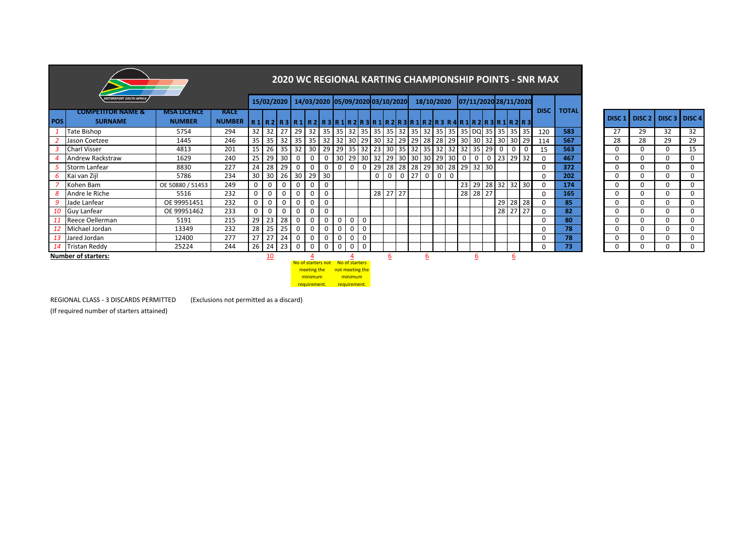# 2020 WC REGIONAL KARTING CHAMPIONSHIP POINTS - SNR MAX

| POS | COMPETITOR NAME & SURNAME | MSA LICENCE NUMBER | RACE NUMBER | 15/02/2020 | | | 14/03/2020 | | | 05/09/2020 | | | 03/10/2020 | | | 18/10/2020 | | | | 07/11/2020 | | | 28/11/2020 | | | DISC | TOTAL | DISC 1 | DISC 2 | DISC 3 | DISC 4 |
|---|---|---|---|---|---|---|---|---|---|---|---|---|---|---|---|---|---|---|---|---|---|---|---|---|---|---|---|---|---|---|---|
| | | | | R 1 | R 2 | R 3 | R 1 | R 2 | R 3 | R 1 | R 2 | R 3 | R 1 | R 2 | R 3 | R 1 | R 2 | R 3 | R 4 | R 1 | R 2 | R 3 | R 1 | R 2 | R 3 | | | | | | |
| *1* | Tate Bishop | 5754 | 294 | 32 | 32 | 27 | 29 | 32 | 35 | 35 | 32 | 35 | 35 | 35 | 32 | 35 | 32 | 35 | 35 | 35 | DQ | 35 | 35 | 35 | 35 | 120 | **583** | 27 | 29 | 32 | 32 |
| *2* | Jason Coetzee | 1445 | 246 | 35 | 35 | 32 | 35 | 35 | 32 | 32 | 30 | 29 | 30 | 32 | 29 | 29 | 28 | 28 | 29 | 30 | 30 | 32 | 30 | 30 | 29 | 114 | **567** | 28 | 28 | 29 | 29 |
| *3* | Charl Visser | 4813 | 201 | 15 | 26 | 35 | 32 | 30 | 29 | 29 | 35 | 32 | 23 | 30 | 35 | 32 | 35 | 32 | 32 | 32 | 35 | 29 | 0 | 0 | 0 | 15 | **563** | 0 | 0 | 0 | 15 |
| *4* | Andrew Rackstraw | 1629 | 240 | 25 | 29 | 30 | 0 | 0 | 0 | 30 | 29 | 30 | 32 | 29 | 30 | 30 | 30 | 29 | 30 | 0 | 0 | 0 | 23 | 29 | 32 | 0 | **467** | 0 | 0 | 0 | 0 |
| *5* | Storm Lanfear | 8830 | 227 | 24 | 28 | 29 | 0 | 0 | 0 | 0 | 0 | 0 | 29 | 28 | 28 | 28 | 29 | 30 | 28 | 29 | 32 | 30 | | | | 0 | **372** | 0 | 0 | 0 | 0 |
| *6* | Kai van Zijl | 5786 | 234 | 30 | 30 | 26 | 30 | 29 | 30 | | | | 0 | 0 | 0 | 27 | 0 | 0 | 0 | | | | | | | 0 | **202** | 0 | 0 | 0 | 0 |
| *7* | Kohen Bam | OE 50880 / 51453 | 249 | 0 | 0 | 0 | 0 | 0 | 0 | | | | | | | | | | | 23 | 29 | 28 | 32 | 32 | 30 | 0 | **174** | 0 | 0 | 0 | 0 |
| *8* | Andre le Riche | 5516 | 232 | 0 | 0 | 0 | 0 | 0 | 0 | | | | 28 | 27 | 27 | | | | | 28 | 28 | 27 | | | | 0 | **165** | 0 | 0 | 0 | 0 |
| *9* | Jade Lanfear | OE 99951451 | 232 | 0 | 0 | 0 | 0 | 0 | 0 | | | | | | | | | | | | | | 29 | 28 | 28 | 0 | **85** | 0 | 0 | 0 | 0 |
| *10* | Guy Lanfear | OE 99951462 | 233 | 0 | 0 | 0 | 0 | 0 | 0 | | | | | | | | | | | | | | 28 | 27 | 27 | 0 | **82** | 0 | 0 | 0 | 0 |
| *11* | Reece Oellerman | 5191 | 215 | 29 | 23 | 28 | 0 | 0 | 0 | 0 | 0 | 0 | | | | | | | | | | | | | | 0 | **80** | 0 | 0 | 0 | 0 |
| *12* | Michael Jordan | 13349 | 232 | 28 | 25 | 25 | 0 | 0 | 0 | 0 | 0 | 0 | | | | | | | | | | | | | | 0 | **78** | 0 | 0 | 0 | 0 |
| *13* | Jared Jordan | 12400 | 277 | 27 | 27 | 24 | 0 | 0 | 0 | 0 | 0 | 0 | | | | | | | | | | | | | | 0 | **78** | 0 | 0 | 0 | 0 |
| *14* | Tristan Reddy | 25224 | 244 | 26 | 24 | 23 | 0 | 0 | 0 | 0 | 0 | 0 | | | | | | | | | | | | | | 0 | **73** | 0 | 0 | 0 | 0 |
| **Number of starters:** | | | | | 10 | | | 4 (No of starters not meeting the minimum requirement.) | | | 4 (No of starters not meeting the minimum requirement.) | | | 6 | | | 6 | | | | 6 | | | 6 | | | | | | | |

REGIONAL CLASS - 3 DISCARDS PERMITTED (Exclusions not permitted as a discard)

(If required number of starters attained)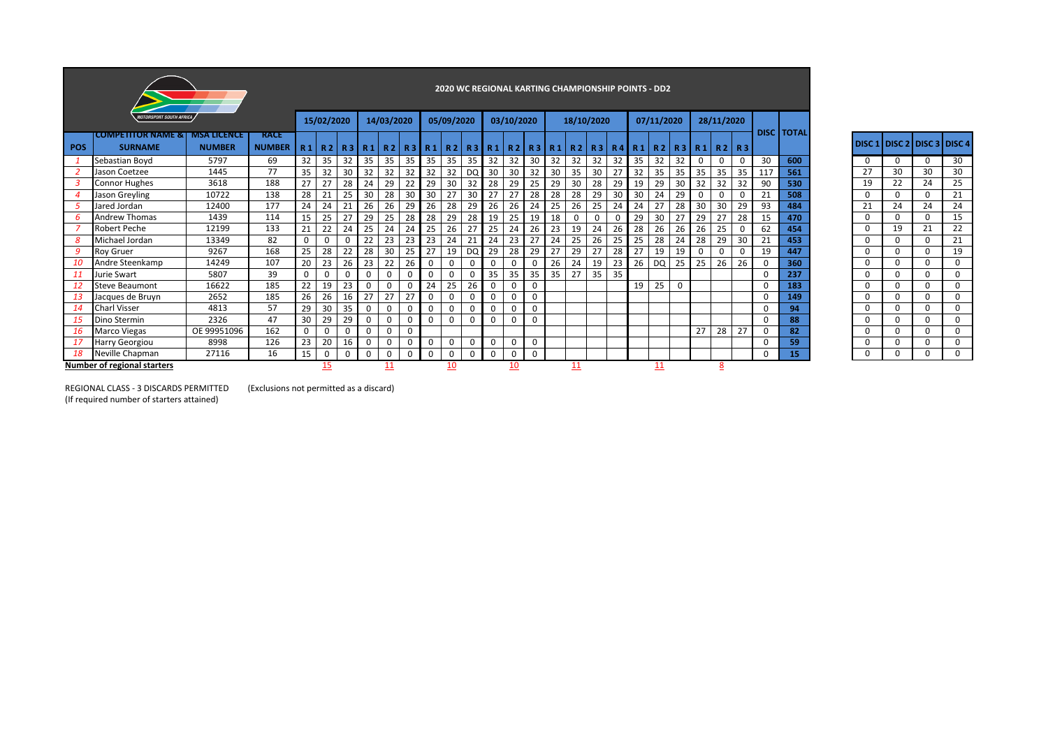# 2020 WC REGIONAL KARTING CHAMPIONSHIP POINTS - DD2

| POS | COMPETITOR NAME & SURNAME | MSA LICENCE NUMBER | RACE NUMBER | 15/02/2020 R 1 | R 2 | R 3 | 14/03/2020 R 1 | R 2 | R 3 | 05/09/2020 R 1 | R 2 | R 3 | 03/10/2020 R 1 | R 2 | R 3 | 18/10/2020 R 1 | R 2 | R 3 | R 4 | 07/11/2020 R 1 | R 2 | R 3 | 28/11/2020 R 1 | R 2 | R 3 | DISC | TOTAL |
|---|---|---|---|---|---|---|---|---|---|---|---|---|---|---|---|---|---|---|---|---|---|---|---|---|---|---|---|
| 1 | Sebastian Boyd | 5797 | 69 | 32 | 35 | 32 | 35 | 35 | 35 | 35 | 35 | 35 | 32 | 32 | 30 | 32 | 32 | 32 | 32 | 35 | 32 | 32 | 0 | 0 | 0 | 30 | 600 |
| 2 | Jason Coetzee | 1445 | 77 | 35 | 32 | 30 | 32 | 32 | 32 | 32 | 32 | DQ | 30 | 30 | 32 | 30 | 35 | 30 | 27 | 32 | 35 | 35 | 35 | 35 | 35 | 117 | 561 |
| 3 | Connor Hughes | 3618 | 188 | 27 | 27 | 28 | 24 | 29 | 22 | 29 | 30 | 32 | 28 | 29 | 25 | 29 | 30 | 28 | 29 | 19 | 29 | 30 | 32 | 32 | 32 | 90 | 530 |
| 4 | Jason Greyling | 10722 | 138 | 28 | 21 | 25 | 30 | 28 | 30 | 30 | 27 | 30 | 27 | 27 | 28 | 28 | 28 | 29 | 30 | 30 | 24 | 29 | 0 | 0 | 0 | 21 | 508 |
| 5 | Jared Jordan | 12400 | 177 | 24 | 24 | 21 | 26 | 26 | 29 | 26 | 28 | 29 | 26 | 26 | 24 | 25 | 26 | 25 | 24 | 24 | 27 | 28 | 30 | 30 | 29 | 93 | 484 |
| 6 | Andrew Thomas | 1439 | 114 | 15 | 25 | 27 | 29 | 25 | 28 | 28 | 29 | 28 | 19 | 25 | 19 | 18 | 0 | 0 | 0 | 29 | 30 | 27 | 29 | 27 | 28 | 15 | 470 |
| 7 | Robert Peche | 12199 | 133 | 21 | 22 | 24 | 25 | 24 | 24 | 25 | 26 | 27 | 25 | 24 | 26 | 23 | 19 | 24 | 26 | 28 | 26 | 26 | 26 | 25 | 0 | 62 | 454 |
| 8 | Michael Jordan | 13349 | 82 | 0 | 0 | 0 | 22 | 23 | 23 | 23 | 24 | 21 | 24 | 23 | 27 | 24 | 25 | 26 | 25 | 25 | 28 | 24 | 28 | 29 | 30 | 21 | 453 |
| 9 | Roy Gruer | 9267 | 168 | 25 | 28 | 22 | 28 | 30 | 25 | 27 | 19 | DQ | 29 | 28 | 29 | 27 | 29 | 27 | 28 | 27 | 19 | 19 | 0 | 0 | 0 | 19 | 447 |
| 10 | Andre Steenkamp | 14249 | 107 | 20 | 23 | 26 | 23 | 22 | 26 | 0 | 0 | 0 | 0 | 0 | 0 | 26 | 24 | 19 | 23 | 26 | DQ | 25 | 25 | 26 | 26 | 0 | 360 |
| 11 | Jurie Swart | 5807 | 39 | 0 | 0 | 0 | 0 | 0 | 0 | 0 | 0 | 0 | 35 | 35 | 35 | 35 | 27 | 35 | 35 | | | | | | | 0 | 237 |
| 12 | Steve Beaumont | 16622 | 185 | 22 | 19 | 23 | 0 | 0 | 0 | 24 | 25 | 26 | 0 | 0 | 0 | | | | | 19 | 25 | 0 | | | | 0 | 183 |
| 13 | Jacques de Bruyn | 2652 | 185 | 26 | 26 | 16 | 27 | 27 | 27 | 0 | 0 | 0 | 0 | 0 | 0 | | | | | | | | | | | 0 | 149 |
| 14 | Charl Visser | 4813 | 57 | 29 | 30 | 35 | 0 | 0 | 0 | 0 | 0 | 0 | 0 | 0 | 0 | | | | | | | | | | | 0 | 94 |
| 15 | Dino Stermin | 2326 | 47 | 30 | 29 | 29 | 0 | 0 | 0 | 0 | 0 | 0 | 0 | 0 | 0 | | | | | | | | | | | 0 | 88 |
| 16 | Marco Viegas | OE 99951096 | 162 | 0 | 0 | 0 | 0 | 0 | 0 | | | | | | | | | | | | | | 27 | 28 | 27 | 0 | 82 |
| 17 | Harry Georgiou | 8998 | 126 | 23 | 20 | 16 | 0 | 0 | 0 | 0 | 0 | 0 | 0 | 0 | 0 | | | | | | | | | | | 0 | 59 |
| 18 | Neville Chapman | 27116 | 16 | 15 | 0 | 0 | 0 | 0 | 0 | 0 | 0 | 0 | 0 | 0 | 0 | | | | | | | | | | | 0 | 15 |
| **Number of regional starters** | | | | | 15 | | | 11 | | | 10 | | | 10 | | | 11 | | | | 11 | | | 8 | | | |

| DISC 1 | DISC 2 | DISC 3 | DISC 4 |
|---|---|---|---|
| 0 | 0 | 0 | 30 |
| 27 | 30 | 30 | 30 |
| 19 | 22 | 24 | 25 |
| 0 | 0 | 0 | 21 |
| 21 | 24 | 24 | 24 |
| 0 | 0 | 0 | 15 |
| 0 | 19 | 21 | 22 |
| 0 | 0 | 0 | 21 |
| 0 | 0 | 0 | 19 |
| 0 | 0 | 0 | 0 |
| 0 | 0 | 0 | 0 |
| 0 | 0 | 0 | 0 |
| 0 | 0 | 0 | 0 |
| 0 | 0 | 0 | 0 |
| 0 | 0 | 0 | 0 |
| 0 | 0 | 0 | 0 |
| 0 | 0 | 0 | 0 |
| 0 | 0 | 0 | 0 |

REGIONAL CLASS - 3 DISCARDS PERMITTED (Exclusions not permitted as a discard)
(If required number of starters attained)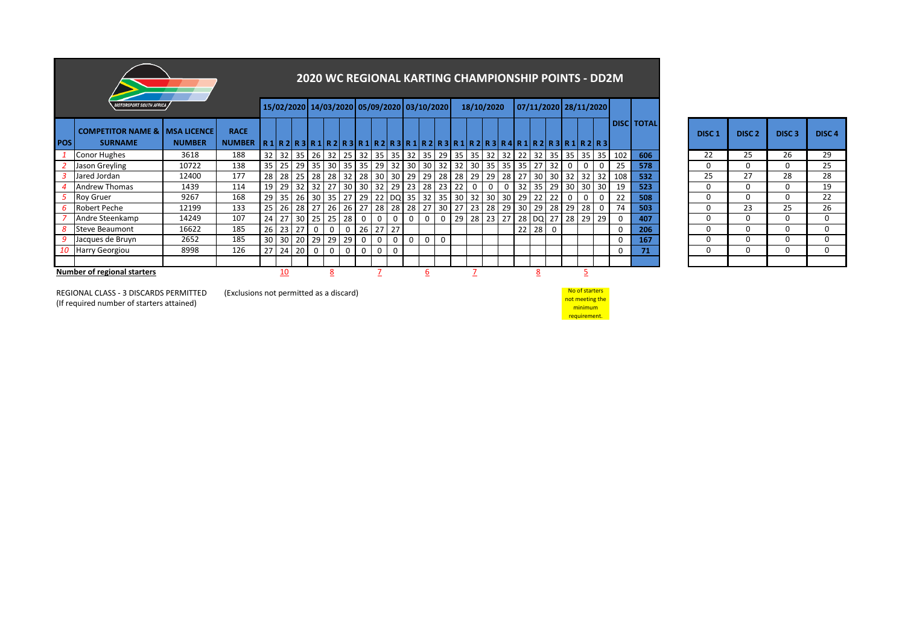# 2020 WC REGIONAL KARTING CHAMPIONSHIP POINTS - DD2M

| POS | COMPETITOR NAME & SURNAME | MSA LICENCE NUMBER | RACE NUMBER | 15/02/2020 R1 | R2 | R3 | 14/03/2020 R1 | R2 | R3 | 05/09/2020 R1 | R2 | R3 | 03/10/2020 R1 | R2 | R3 | 18/10/2020 R1 | R2 | R3 | R4 | 07/11/2020 R1 | R2 | R3 | 28/11/2020 R1 | R2 | R3 | DISC | TOTAL |
|---|---|---|---|---|---|---|---|---|---|---|---|---|---|---|---|---|---|---|---|---|---|---|---|---|---|---|---|
| 1 | Conor Hughes | 3618 | 188 | 32 | 32 | 35 | 26 | 32 | 25 | 32 | 35 | 35 | 32 | 35 | 29 | 35 | 35 | 32 | 32 | 22 | 32 | 35 | 35 | 35 | 35 | 102 | 606 |
| 2 | Jason Greyling | 10722 | 138 | 35 | 25 | 29 | 35 | 30 | 35 | 35 | 29 | 32 | 30 | 30 | 32 | 32 | 30 | 35 | 35 | 35 | 27 | 32 | 0 | 0 | 0 | 25 | 578 |
| 3 | Jared Jordan | 12400 | 177 | 28 | 28 | 25 | 28 | 28 | 32 | 28 | 30 | 30 | 29 | 29 | 28 | 28 | 29 | 29 | 28 | 27 | 30 | 30 | 32 | 32 | 32 | 108 | 532 |
| 4 | Andrew Thomas | 1439 | 114 | 19 | 29 | 32 | 32 | 27 | 30 | 30 | 32 | 29 | 23 | 28 | 23 | 22 | 0 | 0 | 0 | 32 | 35 | 29 | 30 | 30 | 30 | 19 | 523 |
| 5 | Roy Gruer | 9267 | 168 | 29 | 35 | 26 | 30 | 35 | 27 | 29 | 22 | DQ | 35 | 32 | 35 | 30 | 32 | 30 | 30 | 29 | 22 | 22 | 0 | 0 | 0 | 22 | 508 |
| 6 | Robert Peche | 12199 | 133 | 25 | 26 | 28 | 27 | 26 | 26 | 27 | 28 | 28 | 28 | 27 | 30 | 27 | 23 | 28 | 29 | 30 | 29 | 28 | 29 | 28 | 0 | 74 | 503 |
| 7 | Andre Steenkamp | 14249 | 107 | 24 | 27 | 30 | 25 | 25 | 28 | 0 | 0 | 0 | 0 | 0 | 0 | 29 | 28 | 23 | 27 | 28 | DQ | 27 | 28 | 29 | 29 | 0 | 407 |
| 8 | Steve Beaumont | 16622 | 185 | 26 | 23 | 27 | 0 | 0 | 0 | 26 | 27 | 27 | | | | | | | | 22 | 28 | 0 | | | | 0 | 206 |
| 9 | Jacques de Bruyn | 2652 | 185 | 30 | 30 | 20 | 29 | 29 | 29 | 0 | 0 | 0 | 0 | 0 | 0 | | | | | | | | | | | 0 | 167 |
| 10 | Harry Georgiou | 8998 | 126 | 27 | 24 | 20 | 0 | 0 | 0 | 0 | 0 | 0 | | | | | | | | | | | | | | 0 | 71 |
| | **Number of regional starters** | | | | 10 | | | 8 | | | 7 | | | 6 | | | 7 | | | | 8 | | | 5 | | | |

| DISC 1 | DISC 2 | DISC 3 | DISC 4 |
|---|---|---|---|
| 22 | 25 | 26 | 29 |
| 0 | 0 | 0 | 25 |
| 25 | 27 | 28 | 28 |
| 0 | 0 | 0 | 19 |
| 0 | 0 | 0 | 22 |
| 0 | 23 | 25 | 26 |
| 0 | 0 | 0 | 0 |
| 0 | 0 | 0 | 0 |
| 0 | 0 | 0 | 0 |
| 0 | 0 | 0 | 0 |

REGIONAL CLASS - 3 DISCARDS PERMITTED (Exclusions not permitted as a discard)
(If required number of starters attained)

No of starters not meeting the minimum requirement.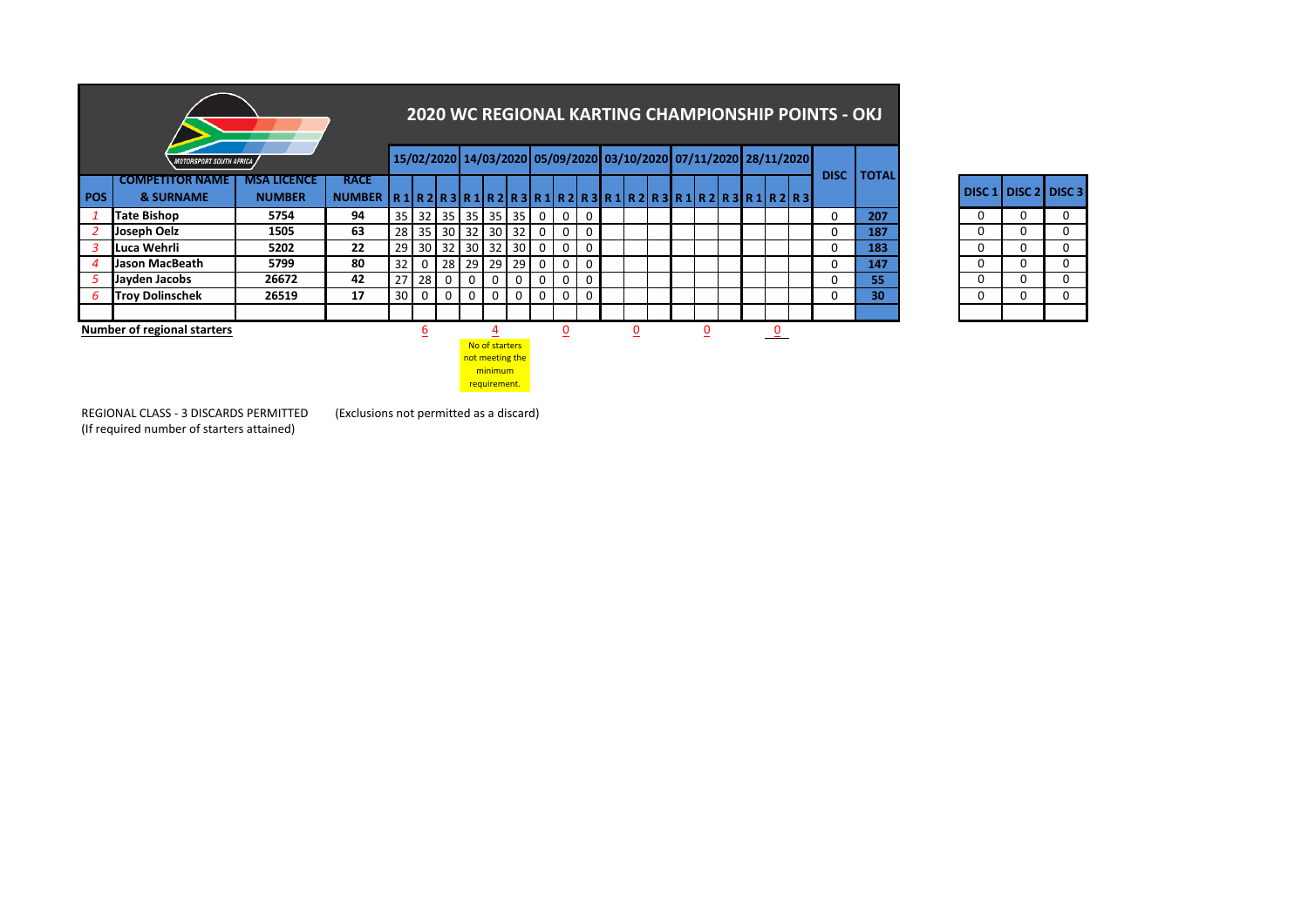## 2020 WC REGIONAL KARTING CHAMPIONSHIP POINTS - OKJ

MOTORSPORT SOUTH AFRICA

| POS | COMPETITOR NAME & SURNAME | MSA LICENCE NUMBER | RACE NUMBER | 15/02/2020 R1 | R2 | R3 | 14/03/2020 R1 | R2 | R3 | 05/09/2020 R1 | R2 | R3 | 03/10/2020 R1 | R2 | R3 | 07/11/2020 R1 | R2 | R3 | 28/11/2020 R1 | R2 | R3 | DISC | TOTAL |
|---|---|---|---|---|---|---|---|---|---|---|---|---|---|---|---|---|---|---|---|---|---|---|---|
| 1 | Tate Bishop | 5754 | 94 | 35 | 32 | 35 | 35 | 35 | 35 | 0 | 0 | 0 | | | | | | | | | | 0 | 207 |
| 2 | Joseph Oelz | 1505 | 63 | 28 | 35 | 30 | 32 | 30 | 32 | 0 | 0 | 0 | | | | | | | | | | 0 | 187 |
| 3 | Luca Wehrli | 5202 | 22 | 29 | 30 | 32 | 30 | 32 | 30 | 0 | 0 | 0 | | | | | | | | | | 0 | 183 |
| 4 | Jason MacBeath | 5799 | 80 | 32 | 0 | 28 | 29 | 29 | 29 | 0 | 0 | 0 | | | | | | | | | | 0 | 147 |
| 5 | Jayden Jacobs | 26672 | 42 | 27 | 28 | 0 | 0 | 0 | 0 | 0 | 0 | 0 | | | | | | | | | | 0 | 55 |
| 6 | Troy Dolinschek | 26519 | 17 | 30 | 0 | 0 | 0 | 0 | 0 | 0 | 0 | 0 | | | | | | | | | | 0 | 30 |
| | | | | | | | | | | | | | | | | | | | | | | | |
| | **Number of regional starters** | | | | 6 | | | 4 | | | 0 | | | 0 | | | 0 | | | 0 | | | |

No of starters not meeting the minimum requirement.

| DISC 1 | DISC 2 | DISC 3 |
|---|---|---|
| 0 | 0 | 0 |
| 0 | 0 | 0 |
| 0 | 0 | 0 |
| 0 | 0 | 0 |
| 0 | 0 | 0 |
| 0 | 0 | 0 |
| | | |

REGIONAL CLASS - 3 DISCARDS PERMITTED (Exclusions not permitted as a discard)
(If required number of starters attained)